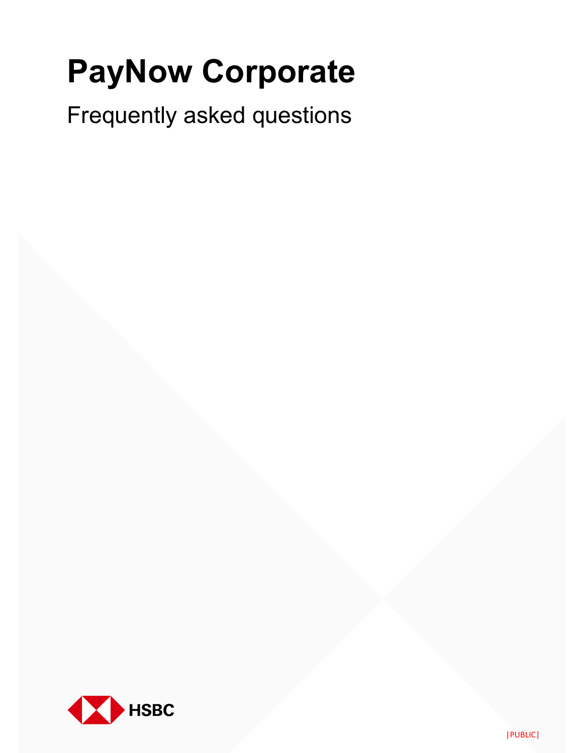# PayNow Corporate

Frequently asked questions

HSBC

|PUBLIC|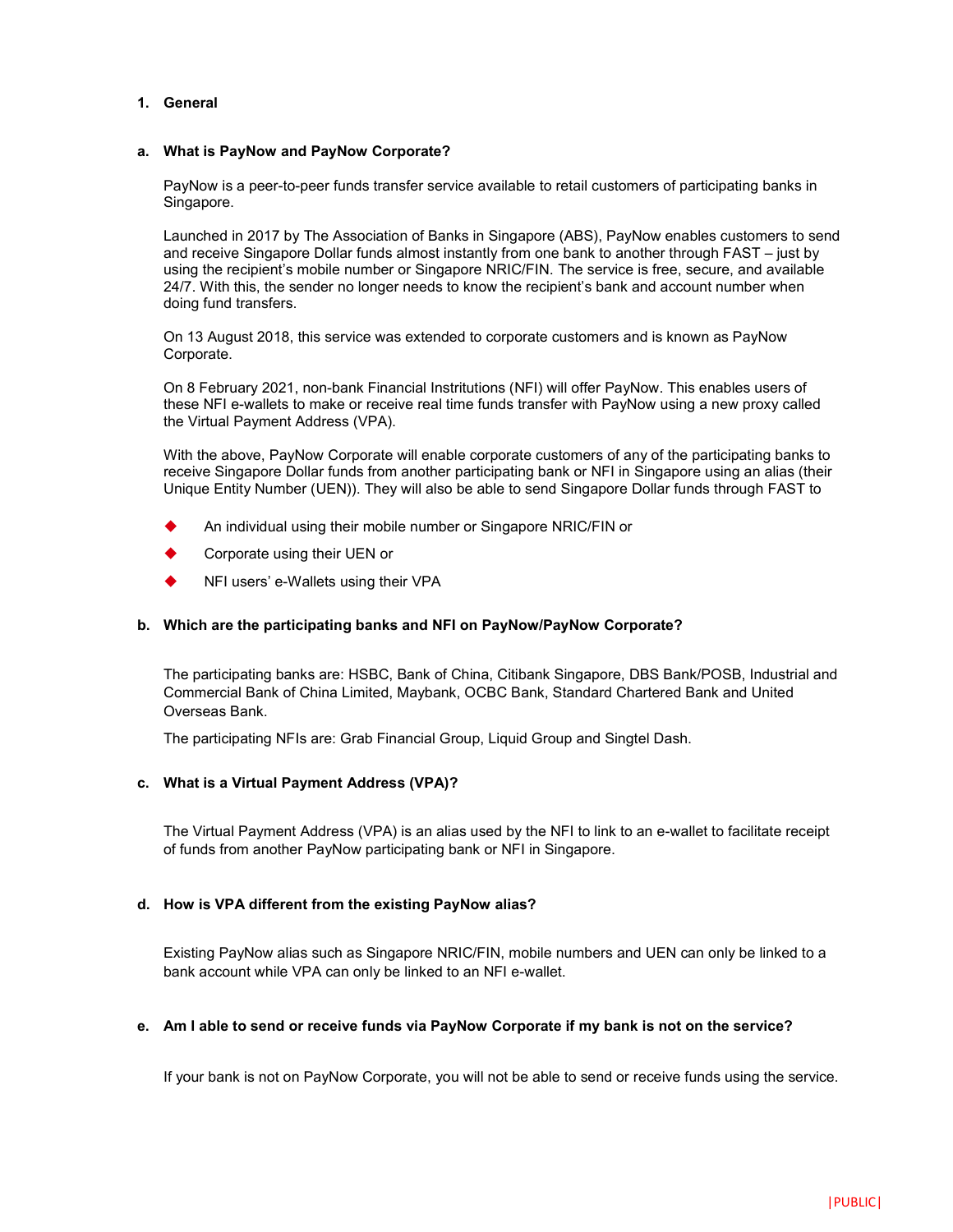## 1. General

### a. What is PayNow and PayNow Corporate?

PayNow is a peer-to-peer funds transfer service available to retail customers of participating banks in Singapore.

Launched in 2017 by The Association of Banks in Singapore (ABS), PayNow enables customers to send and receive Singapore Dollar funds almost instantly from one bank to another through FAST – just by using the recipient's mobile number or Singapore NRIC/FIN. The service is free, secure, and available 24/7. With this, the sender no longer needs to know the recipient's bank and account number when doing fund transfers.

On 13 August 2018, this service was extended to corporate customers and is known as PayNow Corporate.

On 8 February 2021, non-bank Financial Instritutions (NFI) will offer PayNow. This enables users of these NFI e-wallets to make or receive real time funds transfer with PayNow using a new proxy called the Virtual Payment Address (VPA).

With the above, PayNow Corporate will enable corporate customers of any of the participating banks to receive Singapore Dollar funds from another participating bank or NFI in Singapore using an alias (their Unique Entity Number (UEN)). They will also be able to send Singapore Dollar funds through FAST to

- An individual using their mobile number or Singapore NRIC/FIN or
- Corporate using their UEN or
- NFI users' e-Wallets using their VPA

### b. Which are the participating banks and NFI on PayNow/PayNow Corporate?

The participating banks are: HSBC, Bank of China, Citibank Singapore, DBS Bank/POSB, Industrial and Commercial Bank of China Limited, Maybank, OCBC Bank, Standard Chartered Bank and United Overseas Bank.

The participating NFIs are: Grab Financial Group, Liquid Group and Singtel Dash.

### c. What is a Virtual Payment Address (VPA)?

The Virtual Payment Address (VPA) is an alias used by the NFI to link to an e-wallet to facilitate receipt of funds from another PayNow participating bank or NFI in Singapore.

### d. How is VPA different from the existing PayNow alias?

Existing PayNow alias such as Singapore NRIC/FIN, mobile numbers and UEN can only be linked to a bank account while VPA can only be linked to an NFI e-wallet.

### e. Am I able to send or receive funds via PayNow Corporate if my bank is not on the service?

If your bank is not on PayNow Corporate, you will not be able to send or receive funds using the service.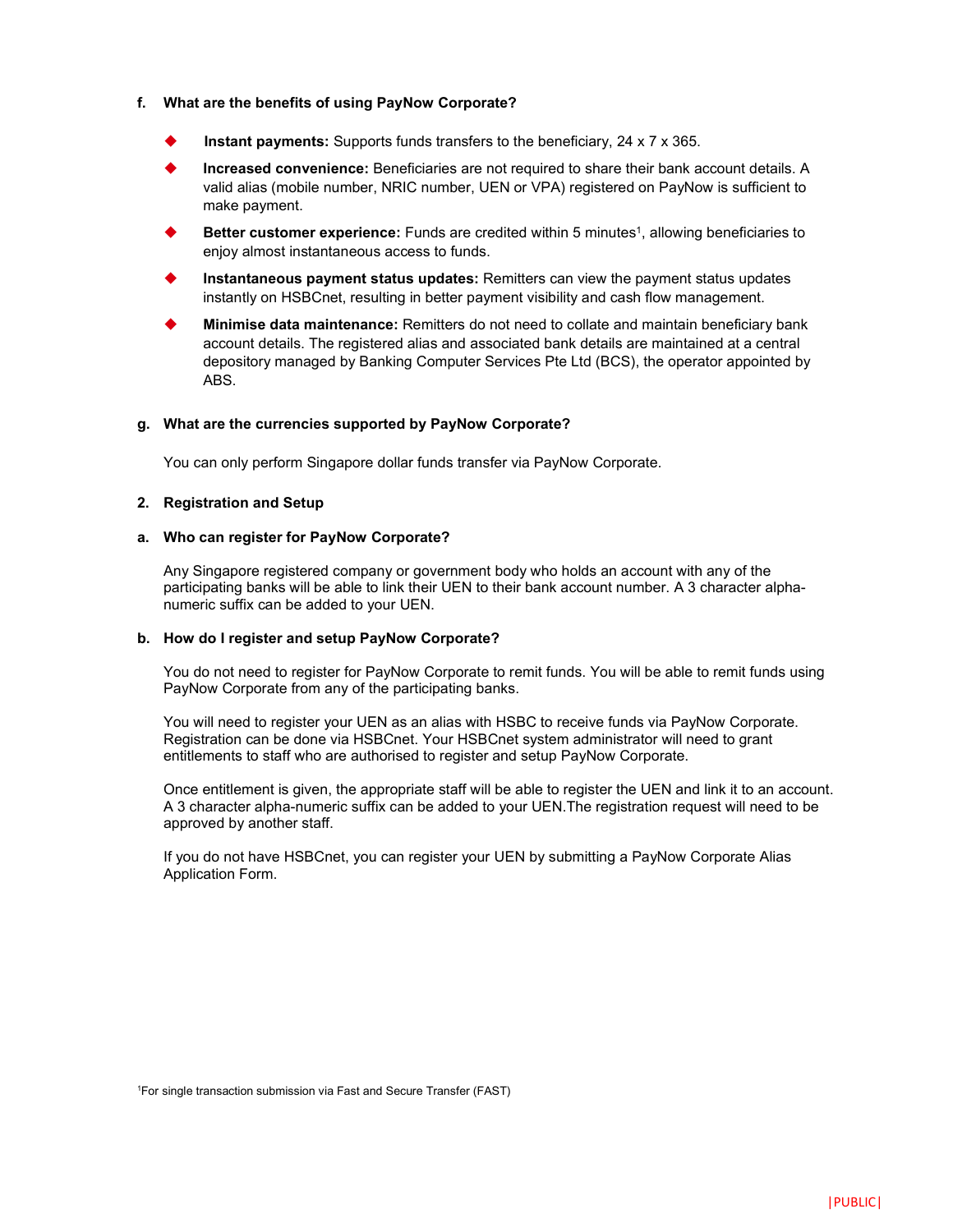### f. What are the benefits of using PayNow Corporate?

- **Instant payments:** Supports funds transfers to the beneficiary, 24 x 7 x 365.
- **Increased convenience:** Beneficiaries are not required to share their bank account details. A valid alias (mobile number, NRIC number, UEN or VPA) registered on PayNow is sufficient to make payment.
- **Better customer experience:** Funds are credited within 5 minutes[1], allowing beneficiaries to enjoy almost instantaneous access to funds.
- **Instantaneous payment status updates:** Remitters can view the payment status updates instantly on HSBCnet, resulting in better payment visibility and cash flow management.
- **Minimise data maintenance:** Remitters do not need to collate and maintain beneficiary bank account details. The registered alias and associated bank details are maintained at a central depository managed by Banking Computer Services Pte Ltd (BCS), the operator appointed by ABS.

### g. What are the currencies supported by PayNow Corporate?

You can only perform Singapore dollar funds transfer via PayNow Corporate.

## 2. Registration and Setup

### a. Who can register for PayNow Corporate?

Any Singapore registered company or government body who holds an account with any of the participating banks will be able to link their UEN to their bank account number. A 3 character alpha-numeric suffix can be added to your UEN.

### b. How do I register and setup PayNow Corporate?

You do not need to register for PayNow Corporate to remit funds. You will be able to remit funds using PayNow Corporate from any of the participating banks.

You will need to register your UEN as an alias with HSBC to receive funds via PayNow Corporate. Registration can be done via HSBCnet. Your HSBCnet system administrator will need to grant entitlements to staff who are authorised to register and setup PayNow Corporate.

Once entitlement is given, the appropriate staff will be able to register the UEN and link it to an account. A 3 character alpha-numeric suffix can be added to your UEN.The registration request will need to be approved by another staff.

If you do not have HSBCnet, you can register your UEN by submitting a PayNow Corporate Alias Application Form.

[1]For single transaction submission via Fast and Secure Transfer (FAST)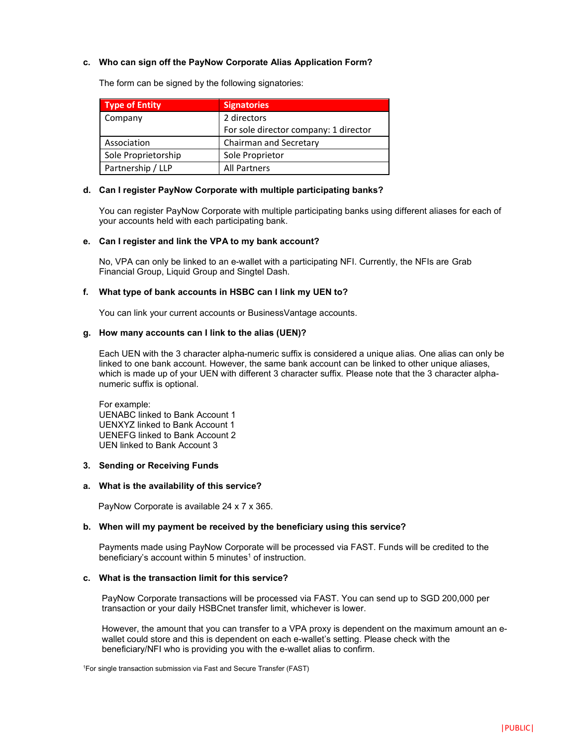**c. Who can sign off the PayNow Corporate Alias Application Form?**

The form can be signed by the following signatories:

| Type of Entity | Signatories |
| --- | --- |
| Company | 2 directors<br>For sole director company: 1 director |
| Association | Chairman and Secretary |
| Sole Proprietorship | Sole Proprietor |
| Partnership / LLP | All Partners |

**d. Can I register PayNow Corporate with multiple participating banks?**

You can register PayNow Corporate with multiple participating banks using different aliases for each of your accounts held with each participating bank.

**e. Can I register and link the VPA to my bank account?**

No, VPA can only be linked to an e-wallet with a participating NFI. Currently, the NFIs are Grab Financial Group, Liquid Group and Singtel Dash.

**f. What type of bank accounts in HSBC can I link my UEN to?**

You can link your current accounts or BusinessVantage accounts.

**g. How many accounts can I link to the alias (UEN)?**

Each UEN with the 3 character alpha-numeric suffix is considered a unique alias. One alias can only be linked to one bank account. However, the same bank account can be linked to other unique aliases, which is made up of your UEN with different 3 character suffix. Please note that the 3 character alpha-numeric suffix is optional.

For example:
UENABC linked to Bank Account 1
UENXYZ linked to Bank Account 1
UENEFG linked to Bank Account 2
UEN linked to Bank Account 3

## 3. Sending or Receiving Funds

**a. What is the availability of this service?**

PayNow Corporate is available 24 x 7 x 365.

**b. When will my payment be received by the beneficiary using this service?**

Payments made using PayNow Corporate will be processed via FAST. Funds will be credited to the beneficiary's account within 5 minutes[1] of instruction.

**c. What is the transaction limit for this service?**

PayNow Corporate transactions will be processed via FAST. You can send up to SGD 200,000 per transaction or your daily HSBCnet transfer limit, whichever is lower.

However, the amount that you can transfer to a VPA proxy is dependent on the maximum amount an e-wallet could store and this is dependent on each e-wallet's setting. Please check with the beneficiary/NFI who is providing you with the e-wallet alias to confirm.

[1]For single transaction submission via Fast and Secure Transfer (FAST)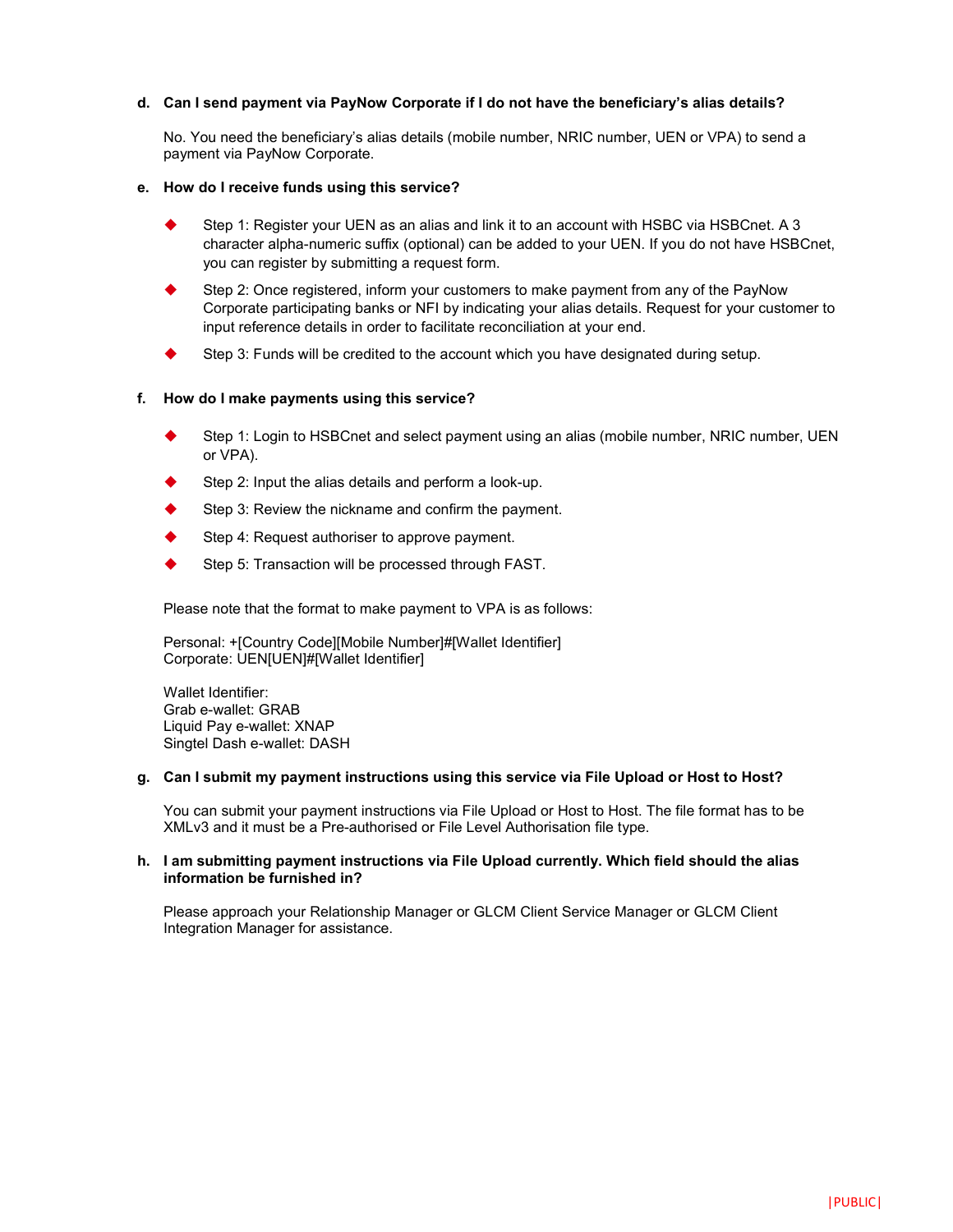**d. Can I send payment via PayNow Corporate if I do not have the beneficiary's alias details?**

No. You need the beneficiary's alias details (mobile number, NRIC number, UEN or VPA) to send a payment via PayNow Corporate.

**e. How do I receive funds using this service?**

- Step 1: Register your UEN as an alias and link it to an account with HSBC via HSBCnet. A 3 character alpha-numeric suffix (optional) can be added to your UEN. If you do not have HSBCnet, you can register by submitting a request form.
- Step 2: Once registered, inform your customers to make payment from any of the PayNow Corporate participating banks or NFI by indicating your alias details. Request for your customer to input reference details in order to facilitate reconciliation at your end.
- Step 3: Funds will be credited to the account which you have designated during setup.

**f. How do I make payments using this service?**

- Step 1: Login to HSBCnet and select payment using an alias (mobile number, NRIC number, UEN or VPA).
- Step 2: Input the alias details and perform a look-up.
- Step 3: Review the nickname and confirm the payment.
- Step 4: Request authoriser to approve payment.
- Step 5: Transaction will be processed through FAST.

Please note that the format to make payment to VPA is as follows:

Personal: +[Country Code][Mobile Number]#[Wallet Identifier]
Corporate: UEN[UEN]#[Wallet Identifier]

Wallet Identifier:
Grab e-wallet: GRAB
Liquid Pay e-wallet: XNAP
Singtel Dash e-wallet: DASH

**g. Can I submit my payment instructions using this service via File Upload or Host to Host?**

You can submit your payment instructions via File Upload or Host to Host. The file format has to be XMLv3 and it must be a Pre-authorised or File Level Authorisation file type.

**h. I am submitting payment instructions via File Upload currently. Which field should the alias information be furnished in?**

Please approach your Relationship Manager or GLCM Client Service Manager or GLCM Client Integration Manager for assistance.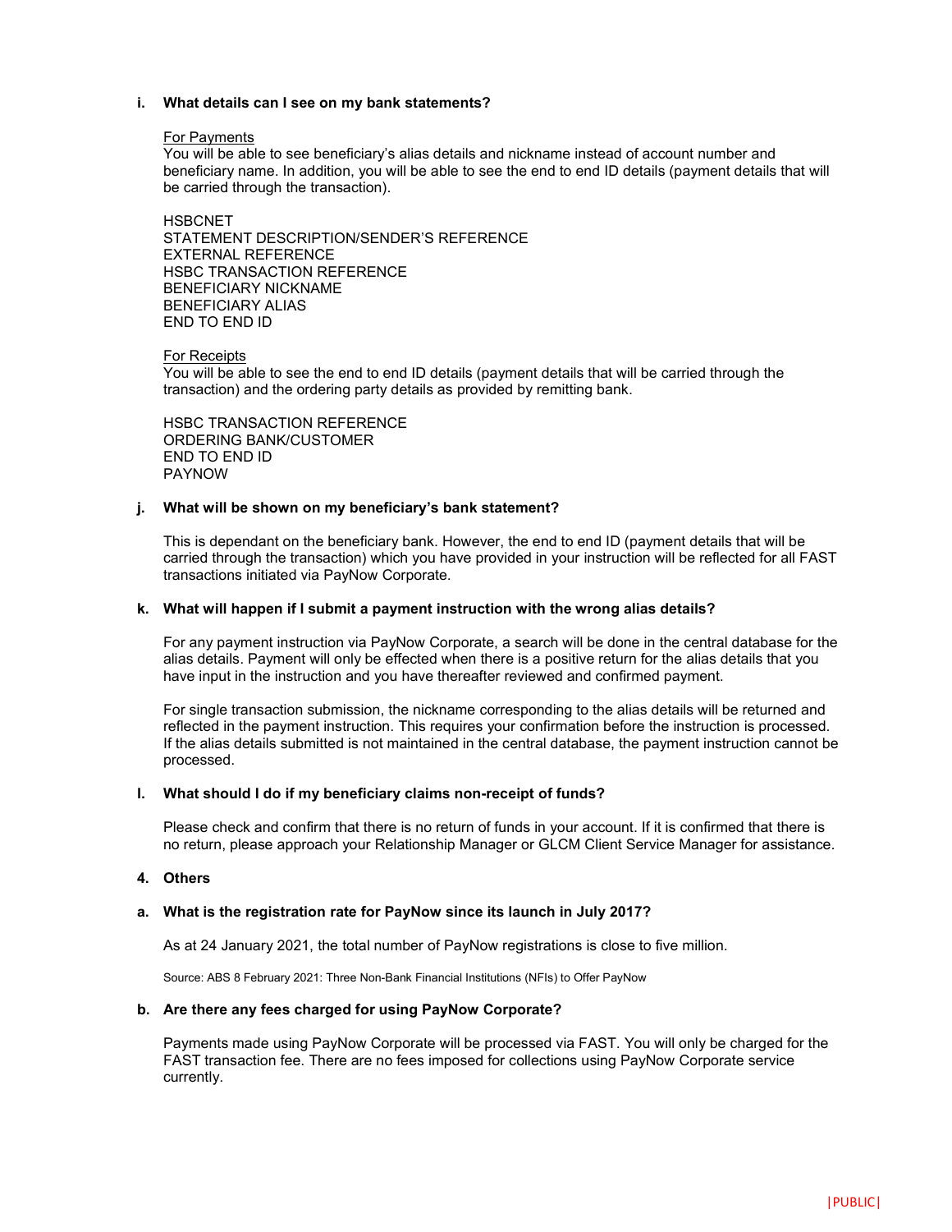**i. What details can I see on my bank statements?**

For Payments

You will be able to see beneficiary's alias details and nickname instead of account number and beneficiary name. In addition, you will be able to see the end to end ID details (payment details that will be carried through the transaction).

HSBCNET
STATEMENT DESCRIPTION/SENDER'S REFERENCE
EXTERNAL REFERENCE
HSBC TRANSACTION REFERENCE
BENEFICIARY NICKNAME
BENEFICIARY ALIAS
END TO END ID

For Receipts

You will be able to see the end to end ID details (payment details that will be carried through the transaction) and the ordering party details as provided by remitting bank.

HSBC TRANSACTION REFERENCE
ORDERING BANK/CUSTOMER
END TO END ID
PAYNOW

**j. What will be shown on my beneficiary's bank statement?**

This is dependant on the beneficiary bank. However, the end to end ID (payment details that will be carried through the transaction) which you have provided in your instruction will be reflected for all FAST transactions initiated via PayNow Corporate.

**k. What will happen if I submit a payment instruction with the wrong alias details?**

For any payment instruction via PayNow Corporate, a search will be done in the central database for the alias details. Payment will only be effected when there is a positive return for the alias details that you have input in the instruction and you have thereafter reviewed and confirmed payment.

For single transaction submission, the nickname corresponding to the alias details will be returned and reflected in the payment instruction. This requires your confirmation before the instruction is processed. If the alias details submitted is not maintained in the central database, the payment instruction cannot be processed.

**l. What should I do if my beneficiary claims non-receipt of funds?**

Please check and confirm that there is no return of funds in your account. If it is confirmed that there is no return, please approach your Relationship Manager or GLCM Client Service Manager for assistance.

## 4. Others

**a. What is the registration rate for PayNow since its launch in July 2017?**

As at 24 January 2021, the total number of PayNow registrations is close to five million.

Source: ABS 8 February 2021: Three Non-Bank Financial Institutions (NFIs) to Offer PayNow

**b. Are there any fees charged for using PayNow Corporate?**

Payments made using PayNow Corporate will be processed via FAST. You will only be charged for the FAST transaction fee. There are no fees imposed for collections using PayNow Corporate service currently.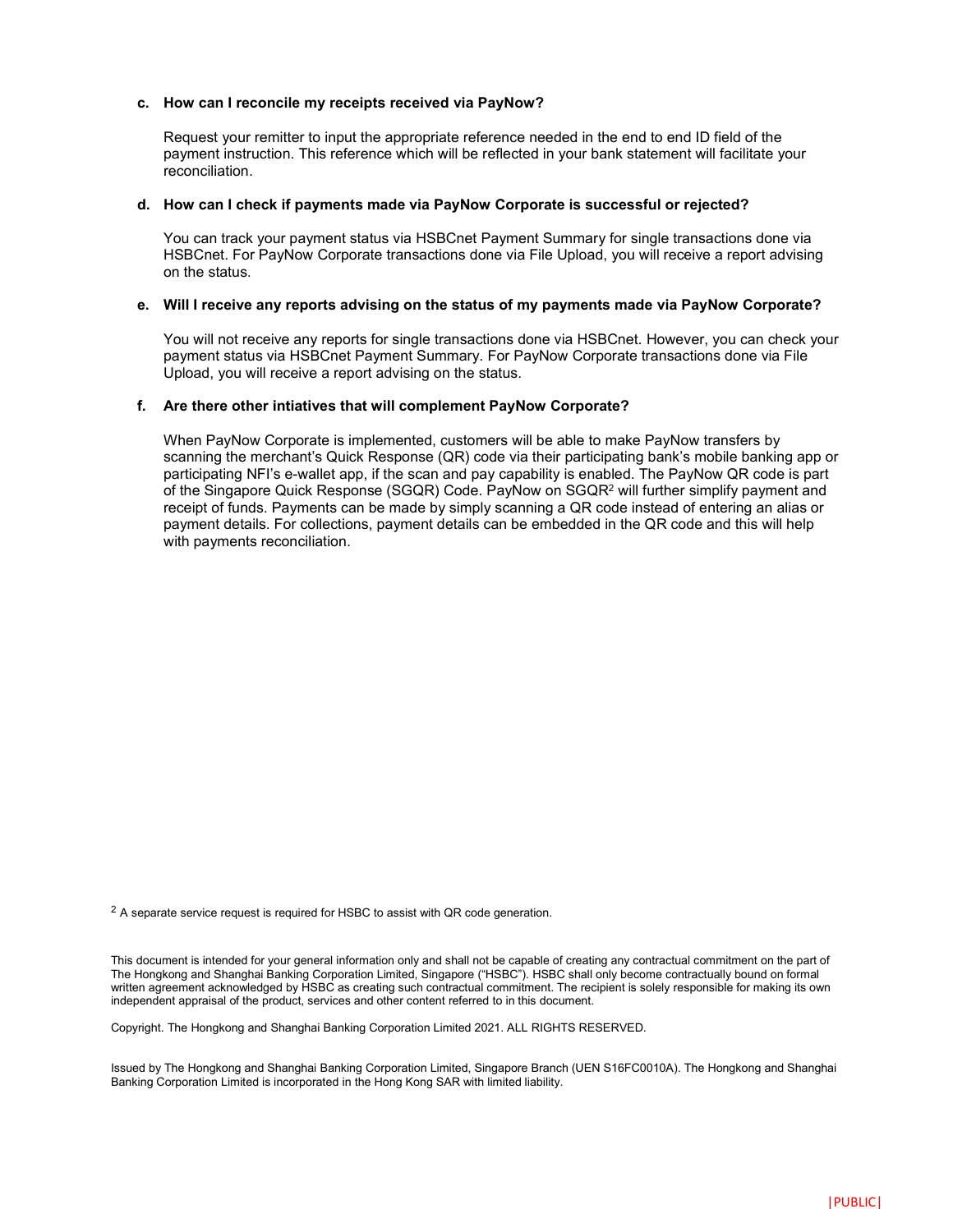**c. How can I reconcile my receipts received via PayNow?**

Request your remitter to input the appropriate reference needed in the end to end ID field of the payment instruction. This reference which will be reflected in your bank statement will facilitate your reconciliation.

**d. How can I check if payments made via PayNow Corporate is successful or rejected?**

You can track your payment status via HSBCnet Payment Summary for single transactions done via HSBCnet. For PayNow Corporate transactions done via File Upload, you will receive a report advising on the status.

**e. Will I receive any reports advising on the status of my payments made via PayNow Corporate?**

You will not receive any reports for single transactions done via HSBCnet. However, you can check your payment status via HSBCnet Payment Summary. For PayNow Corporate transactions done via File Upload, you will receive a report advising on the status.

**f. Are there other intiatives that will complement PayNow Corporate?**

When PayNow Corporate is implemented, customers will be able to make PayNow transfers by scanning the merchant's Quick Response (QR) code via their participating bank's mobile banking app or participating NFI's e-wallet app, if the scan and pay capability is enabled. The PayNow QR code is part of the Singapore Quick Response (SGQR) Code. PayNow on SGQR[2] will further simplify payment and receipt of funds. Payments can be made by simply scanning a QR code instead of entering an alias or payment details. For collections, payment details can be embedded in the QR code and this will help with payments reconciliation.

[2] A separate service request is required for HSBC to assist with QR code generation.

This document is intended for your general information only and shall not be capable of creating any contractual commitment on the part of The Hongkong and Shanghai Banking Corporation Limited, Singapore ("HSBC"). HSBC shall only become contractually bound on formal written agreement acknowledged by HSBC as creating such contractual commitment. The recipient is solely responsible for making its own independent appraisal of the product, services and other content referred to in this document.

Copyright. The Hongkong and Shanghai Banking Corporation Limited 2021. ALL RIGHTS RESERVED.

Issued by The Hongkong and Shanghai Banking Corporation Limited, Singapore Branch (UEN S16FC0010A). The Hongkong and Shanghai Banking Corporation Limited is incorporated in the Hong Kong SAR with limited liability.

|PUBLIC|